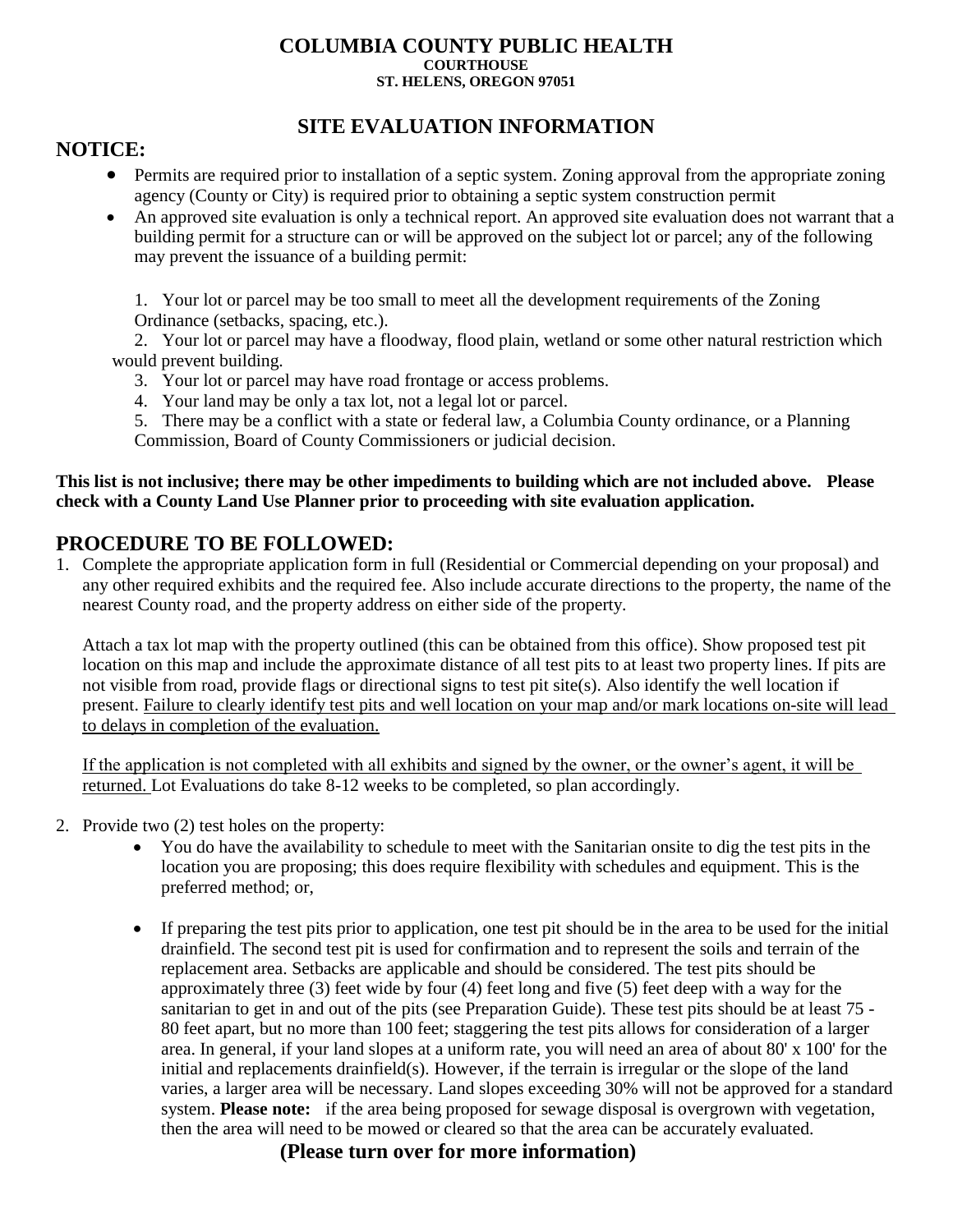# COLUMBIA COUNTY PUBLIC HEALTH

**COURTHOUSE**
**ST. HELENS, OREGON 97051**

## SITE EVALUATION INFORMATION

## NOTICE:

- Permits are required prior to installation of a septic system. Zoning approval from the appropriate zoning agency (County or City) is required prior to obtaining a septic system construction permit
- An approved site evaluation is only a technical report. An approved site evaluation does not warrant that a building permit for a structure can or will be approved on the subject lot or parcel; any of the following may prevent the issuance of a building permit:

1. Your lot or parcel may be too small to meet all the development requirements of the Zoning Ordinance (setbacks, spacing, etc.).
2. Your lot or parcel may have a floodway, flood plain, wetland or some other natural restriction which would prevent building.
3. Your lot or parcel may have road frontage or access problems.
4. Your land may be only a tax lot, not a legal lot or parcel.
5. There may be a conflict with a state or federal law, a Columbia County ordinance, or a Planning Commission, Board of County Commissioners or judicial decision.

**This list is not inclusive; there may be other impediments to building which are not included above. Please check with a County Land Use Planner prior to proceeding with site evaluation application.**

## PROCEDURE TO BE FOLLOWED:

1. Complete the appropriate application form in full (Residential or Commercial depending on your proposal) and any other required exhibits and the required fee. Also include accurate directions to the property, the name of the nearest County road, and the property address on either side of the property.

   Attach a tax lot map with the property outlined (this can be obtained from this office). Show proposed test pit location on this map and include the approximate distance of all test pits to at least two property lines. If pits are not visible from road, provide flags or directional signs to test pit site(s). Also identify the well location if present. Failure to clearly identify test pits and well location on your map and/or mark locations on-site will lead to delays in completion of the evaluation.

   If the application is not completed with all exhibits and signed by the owner, or the owner's agent, it will be returned. Lot Evaluations do take 8-12 weeks to be completed, so plan accordingly.

2. Provide two (2) test holes on the property:
   - You do have the availability to schedule to meet with the Sanitarian onsite to dig the test pits in the location you are proposing; this does require flexibility with schedules and equipment. This is the preferred method; or,
   - If preparing the test pits prior to application, one test pit should be in the area to be used for the initial drainfield. The second test pit is used for confirmation and to represent the soils and terrain of the replacement area. Setbacks are applicable and should be considered. The test pits should be approximately three (3) feet wide by four (4) feet long and five (5) feet deep with a way for the sanitarian to get in and out of the pits (see Preparation Guide). These test pits should be at least 75 - 80 feet apart, but no more than 100 feet; staggering the test pits allows for consideration of a larger area. In general, if your land slopes at a uniform rate, you will need an area of about 80' x 100' for the initial and replacements drainfield(s). However, if the terrain is irregular or the slope of the land varies, a larger area will be necessary. Land slopes exceeding 30% will not be approved for a standard system. **Please note:** if the area being proposed for sewage disposal is overgrown with vegetation, then the area will need to be mowed or cleared so that the area can be accurately evaluated.

**(Please turn over for more information)**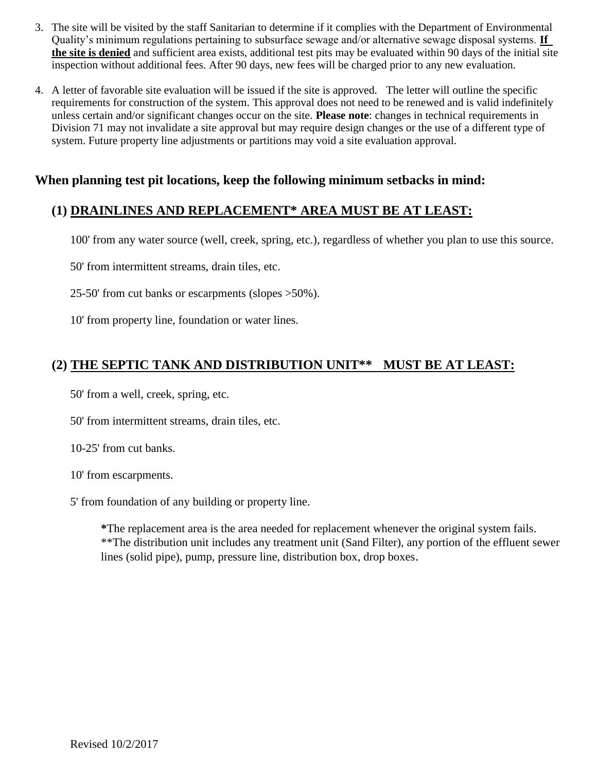3. The site will be visited by the staff Sanitarian to determine if it complies with the Department of Environmental Quality's minimum regulations pertaining to subsurface sewage and/or alternative sewage disposal systems. **If the site is denied** and sufficient area exists, additional test pits may be evaluated within 90 days of the initial site inspection without additional fees. After 90 days, new fees will be charged prior to any new evaluation.

4. A letter of favorable site evaluation will be issued if the site is approved. The letter will outline the specific requirements for construction of the system. This approval does not need to be renewed and is valid indefinitely unless certain and/or significant changes occur on the site. **Please note**: changes in technical requirements in Division 71 may not invalidate a site approval but may require design changes or the use of a different type of system. Future property line adjustments or partitions may void a site evaluation approval.

## When planning test pit locations, keep the following minimum setbacks in mind:

### (1) DRAINLINES AND REPLACEMENT* AREA MUST BE AT LEAST:

100' from any water source (well, creek, spring, etc.), regardless of whether you plan to use this source.

50' from intermittent streams, drain tiles, etc.

25-50' from cut banks or escarpments (slopes >50%).

10' from property line, foundation or water lines.

### (2) THE SEPTIC TANK AND DISTRIBUTION UNIT** MUST BE AT LEAST:

50' from a well, creek, spring, etc.

50' from intermittent streams, drain tiles, etc.

10-25' from cut banks.

10' from escarpments.

5' from foundation of any building or property line.

***The replacement area is the area needed for replacement whenever the original system fails.**
**The distribution unit includes any treatment unit (Sand Filter), any portion of the effluent sewer lines (solid pipe), pump, pressure line, distribution box, drop boxes.

Revised 10/2/2017